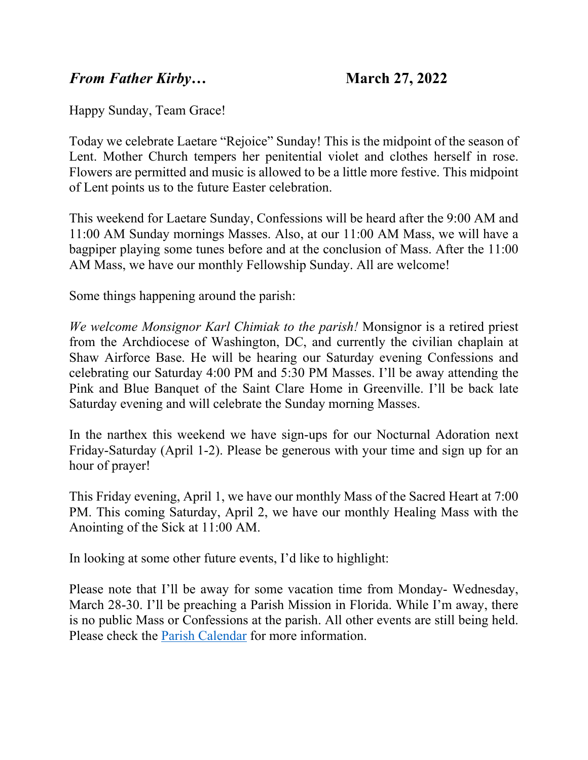***From Father Kirby…*** **March 27, 2022**

Happy Sunday, Team Grace!

Today we celebrate Laetare "Rejoice" Sunday! This is the midpoint of the season of Lent. Mother Church tempers her penitential violet and clothes herself in rose. Flowers are permitted and music is allowed to be a little more festive. This midpoint of Lent points us to the future Easter celebration.

This weekend for Laetare Sunday, Confessions will be heard after the 9:00 AM and 11:00 AM Sunday mornings Masses. Also, at our 11:00 AM Mass, we will have a bagpiper playing some tunes before and at the conclusion of Mass. After the 11:00 AM Mass, we have our monthly Fellowship Sunday. All are welcome!

Some things happening around the parish:

*We welcome Monsignor Karl Chimiak to the parish!* Monsignor is a retired priest from the Archdiocese of Washington, DC, and currently the civilian chaplain at Shaw Airforce Base. He will be hearing our Saturday evening Confessions and celebrating our Saturday 4:00 PM and 5:30 PM Masses. I'll be away attending the Pink and Blue Banquet of the Saint Clare Home in Greenville. I'll be back late Saturday evening and will celebrate the Sunday morning Masses.

In the narthex this weekend we have sign-ups for our Nocturnal Adoration next Friday-Saturday (April 1-2). Please be generous with your time and sign up for an hour of prayer!

This Friday evening, April 1, we have our monthly Mass of the Sacred Heart at 7:00 PM. This coming Saturday, April 2, we have our monthly Healing Mass with the Anointing of the Sick at 11:00 AM.

In looking at some other future events, I'd like to highlight:

Please note that I'll be away for some vacation time from Monday- Wednesday, March 28-30. I'll be preaching a Parish Mission in Florida. While I'm away, there is no public Mass or Confessions at the parish. All other events are still being held. Please check the Parish Calendar for more information.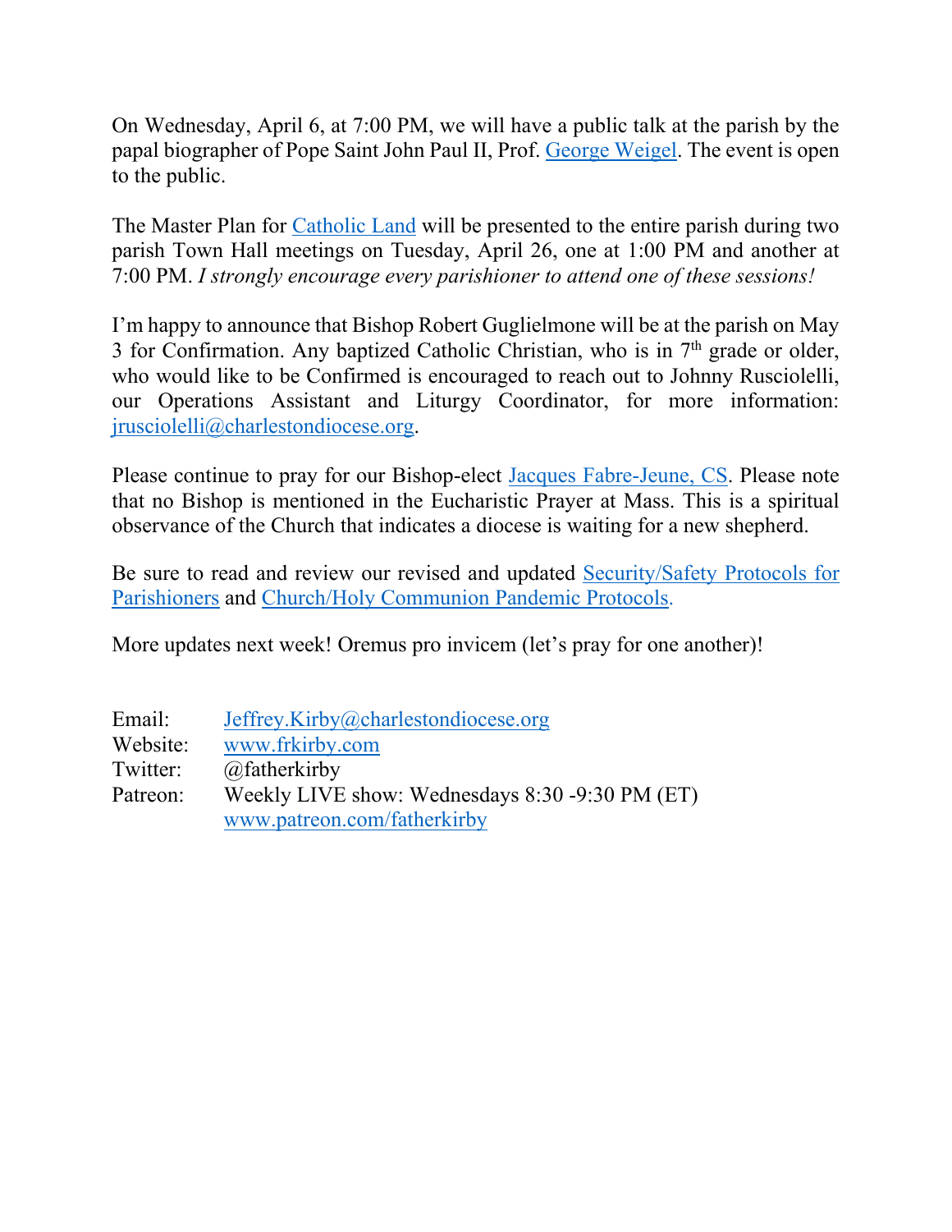On Wednesday, April 6, at 7:00 PM, we will have a public talk at the parish by the papal biographer of Pope Saint John Paul II, Prof. George Weigel. The event is open to the public.

The Master Plan for Catholic Land will be presented to the entire parish during two parish Town Hall meetings on Tuesday, April 26, one at 1:00 PM and another at 7:00 PM. *I strongly encourage every parishioner to attend one of these sessions!*

I'm happy to announce that Bishop Robert Guglielmone will be at the parish on May 3 for Confirmation. Any baptized Catholic Christian, who is in 7th grade or older, who would like to be Confirmed is encouraged to reach out to Johnny Rusciolelli, our Operations Assistant and Liturgy Coordinator, for more information: jrusciolelli@charlestondiocese.org.

Please continue to pray for our Bishop-elect Jacques Fabre-Jeune, CS. Please note that no Bishop is mentioned in the Eucharistic Prayer at Mass. This is a spiritual observance of the Church that indicates a diocese is waiting for a new shepherd.

Be sure to read and review our revised and updated Security/Safety Protocols for Parishioners and Church/Holy Communion Pandemic Protocols.

More updates next week! Oremus pro invicem (let's pray for one another)!

| | |
|---|---|
| Email: | Jeffrey.Kirby@charlestondiocese.org |
| Website: | www.frkirby.com |
| Twitter: | @fatherkirby |
| Patreon: | Weekly LIVE show: Wednesdays 8:30 -9:30 PM (ET)<br>www.patreon.com/fatherkirby |